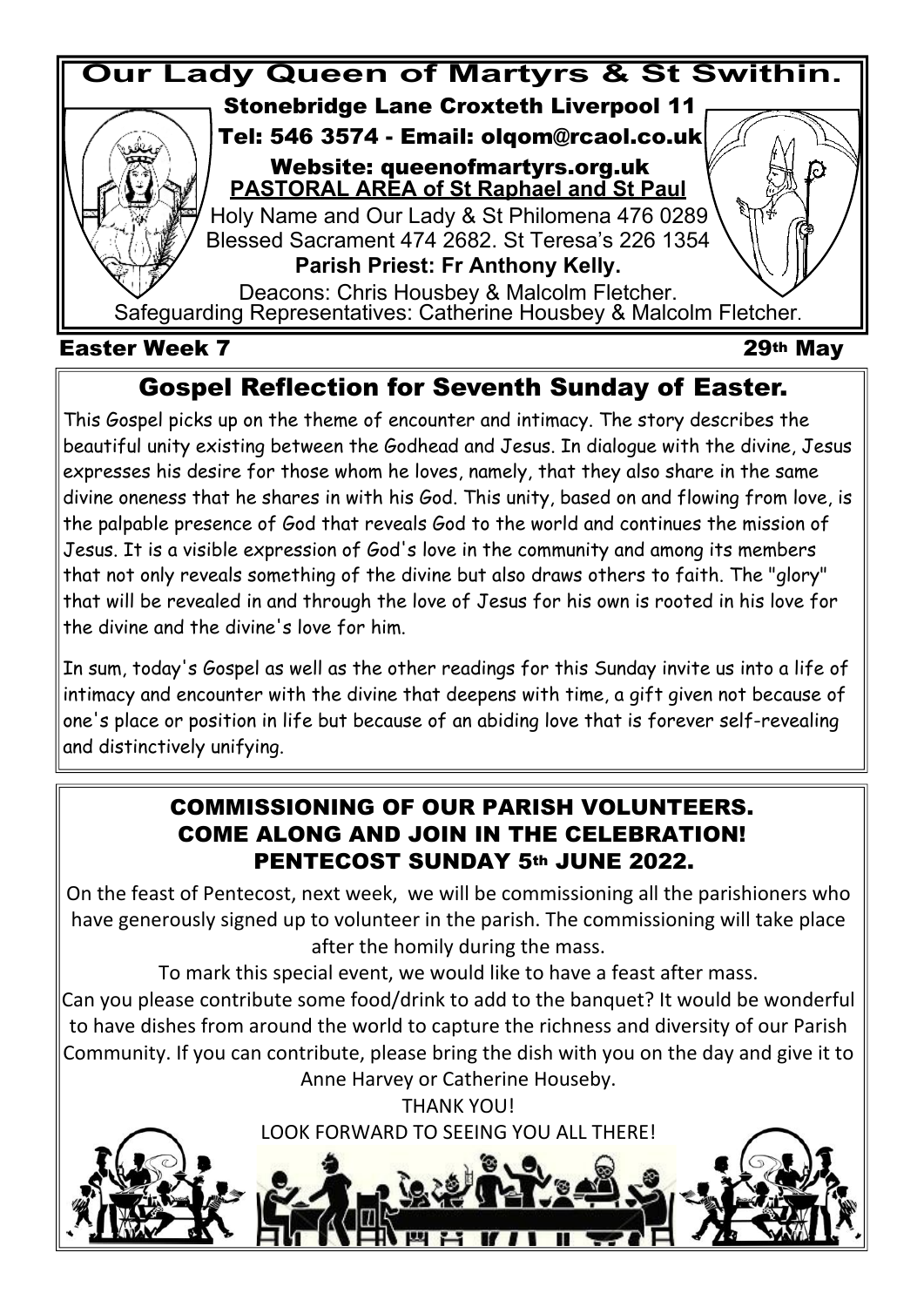# Our Lady Queen of Martyrs & St Swithin.

**Stonebridge Lane Croxteth Liverpool 11**

**Tel: 546 3574 - Email: olqom@rcaol.co.uk**

**Website: queenofmartyrs.org.uk**

**PASTORAL AREA of St Raphael and St Paul**

Holy Name and Our Lady & St Philomena 476 0289

Blessed Sacrament 474 2682. St Teresa's 226 1354

**Parish Priest: Fr Anthony Kelly.**

Deacons: Chris Housbey & Malcolm Fletcher.

Safeguarding Representatives: Catherine Housbey & Malcolm Fletcher.

**Easter Week 7** **29th May**

## Gospel Reflection for Seventh Sunday of Easter.

This Gospel picks up on the theme of encounter and intimacy. The story describes the beautiful unity existing between the Godhead and Jesus. In dialogue with the divine, Jesus expresses his desire for those whom he loves, namely, that they also share in the same divine oneness that he shares in with his God. This unity, based on and flowing from love, is the palpable presence of God that reveals God to the world and continues the mission of Jesus. It is a visible expression of God's love in the community and among its members that not only reveals something of the divine but also draws others to faith. The "glory" that will be revealed in and through the love of Jesus for his own is rooted in his love for the divine and the divine's love for him.

In sum, today's Gospel as well as the other readings for this Sunday invite us into a life of intimacy and encounter with the divine that deepens with time, a gift given not because of one's place or position in life but because of an abiding love that is forever self-revealing and distinctively unifying.

## COMMISSIONING OF OUR PARISH VOLUNTEERS. COME ALONG AND JOIN IN THE CELEBRATION! PENTECOST SUNDAY 5th JUNE 2022.

On the feast of Pentecost, next week, we will be commissioning all the parishioners who have generously signed up to volunteer in the parish. The commissioning will take place after the homily during the mass.

To mark this special event, we would like to have a feast after mass.

Can you please contribute some food/drink to add to the banquet? It would be wonderful to have dishes from around the world to capture the richness and diversity of our Parish Community. If you can contribute, please bring the dish with you on the day and give it to Anne Harvey or Catherine Houseby.

THANK YOU!

LOOK FORWARD TO SEEING YOU ALL THERE!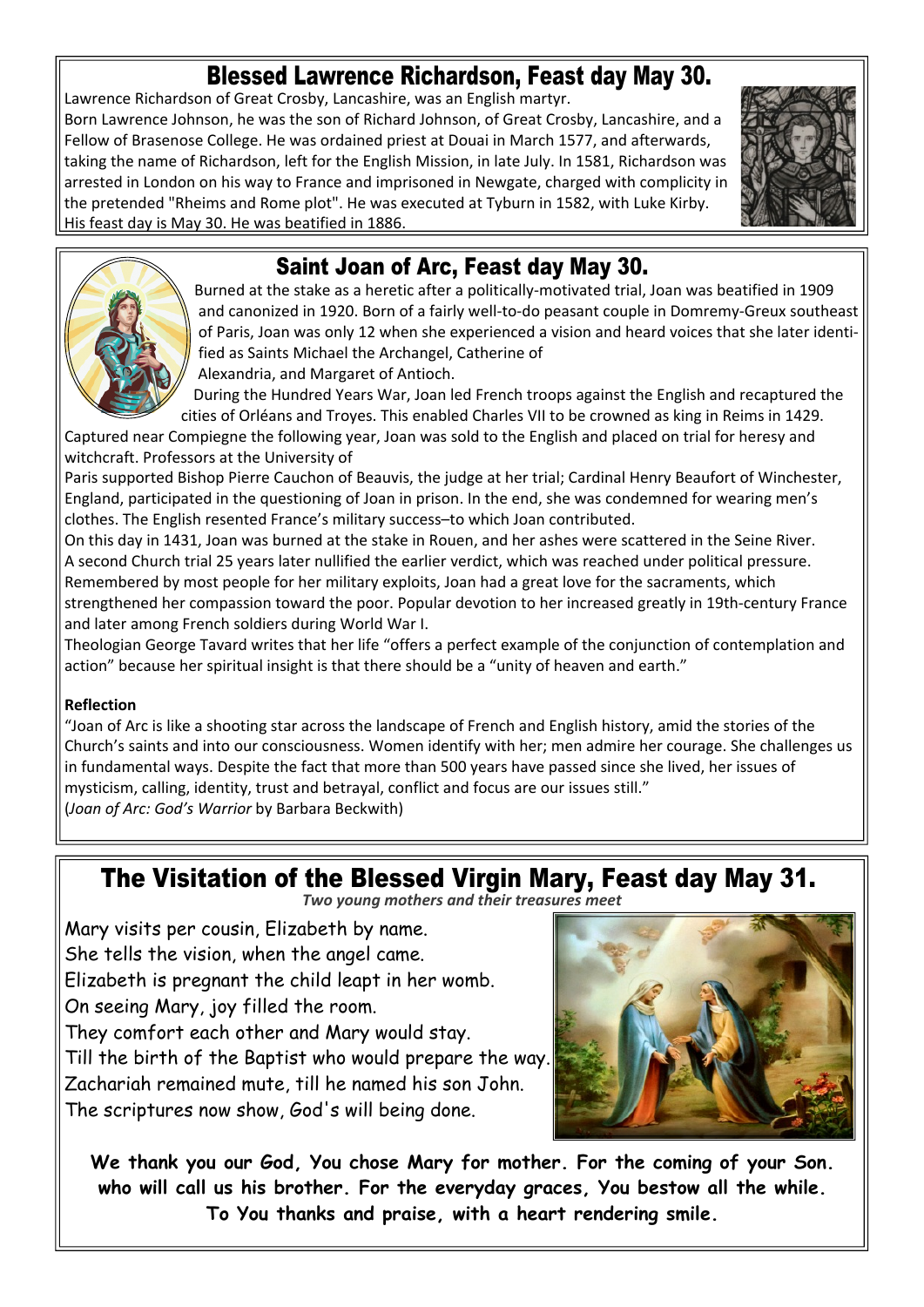# Blessed Lawrence Richardson, Feast day May 30.

Lawrence Richardson of Great Crosby, Lancashire, was an English martyr.
Born Lawrence Johnson, he was the son of Richard Johnson, of Great Crosby, Lancashire, and a Fellow of Brasenose College. He was ordained priest at Douai in March 1577, and afterwards, taking the name of Richardson, left for the English Mission, in late July. In 1581, Richardson was arrested in London on his way to France and imprisoned in Newgate, charged with complicity in the pretended "Rheims and Rome plot". He was executed at Tyburn in 1582, with Luke Kirby. His feast day is May 30. He was beatified in 1886.

# Saint Joan of Arc, Feast day May 30.

Burned at the stake as a heretic after a politically-motivated trial, Joan was beatified in 1909 and canonized in 1920. Born of a fairly well-to-do peasant couple in Domremy-Greux southeast of Paris, Joan was only 12 when she experienced a vision and heard voices that she later identified as Saints Michael the Archangel, Catherine of Alexandria, and Margaret of Antioch.

During the Hundred Years War, Joan led French troops against the English and recaptured the cities of Orléans and Troyes. This enabled Charles VII to be crowned as king in Reims in 1429. Captured near Compiegne the following year, Joan was sold to the English and placed on trial for heresy and witchcraft. Professors at the University of Paris supported Bishop Pierre Cauchon of Beauvis, the judge at her trial; Cardinal Henry Beaufort of Winchester, England, participated in the questioning of Joan in prison. In the end, she was condemned for wearing men's clothes. The English resented France's military success–to which Joan contributed.

On this day in 1431, Joan was burned at the stake in Rouen, and her ashes were scattered in the Seine River. A second Church trial 25 years later nullified the earlier verdict, which was reached under political pressure.

Remembered by most people for her military exploits, Joan had a great love for the sacraments, which strengthened her compassion toward the poor. Popular devotion to her increased greatly in 19th-century France and later among French soldiers during World War I.

Theologian George Tavard writes that her life "offers a perfect example of the conjunction of contemplation and action" because her spiritual insight is that there should be a "unity of heaven and earth."

**Reflection**

"Joan of Arc is like a shooting star across the landscape of French and English history, amid the stories of the Church's saints and into our consciousness. Women identify with her; men admire her courage. She challenges us in fundamental ways. Despite the fact that more than 500 years have passed since she lived, her issues of mysticism, calling, identity, trust and betrayal, conflict and focus are our issues still."
(*Joan of Arc: God's Warrior* by Barbara Beckwith)

# The Visitation of the Blessed Virgin Mary, Feast day May 31.

***Two young mothers and their treasures meet***

Mary visits per cousin, Elizabeth by name.
She tells the vision, when the angel came.
Elizabeth is pregnant the child leapt in her womb.
On seeing Mary, joy filled the room.
They comfort each other and Mary would stay.
Till the birth of the Baptist who would prepare the way.
Zachariah remained mute, till he named his son John.
The scriptures now show, God's will being done.

**We thank you our God, You chose Mary for mother. For the coming of your Son. who will call us his brother. For the everyday graces, You bestow all the while. To You thanks and praise, with a heart rendering smile.**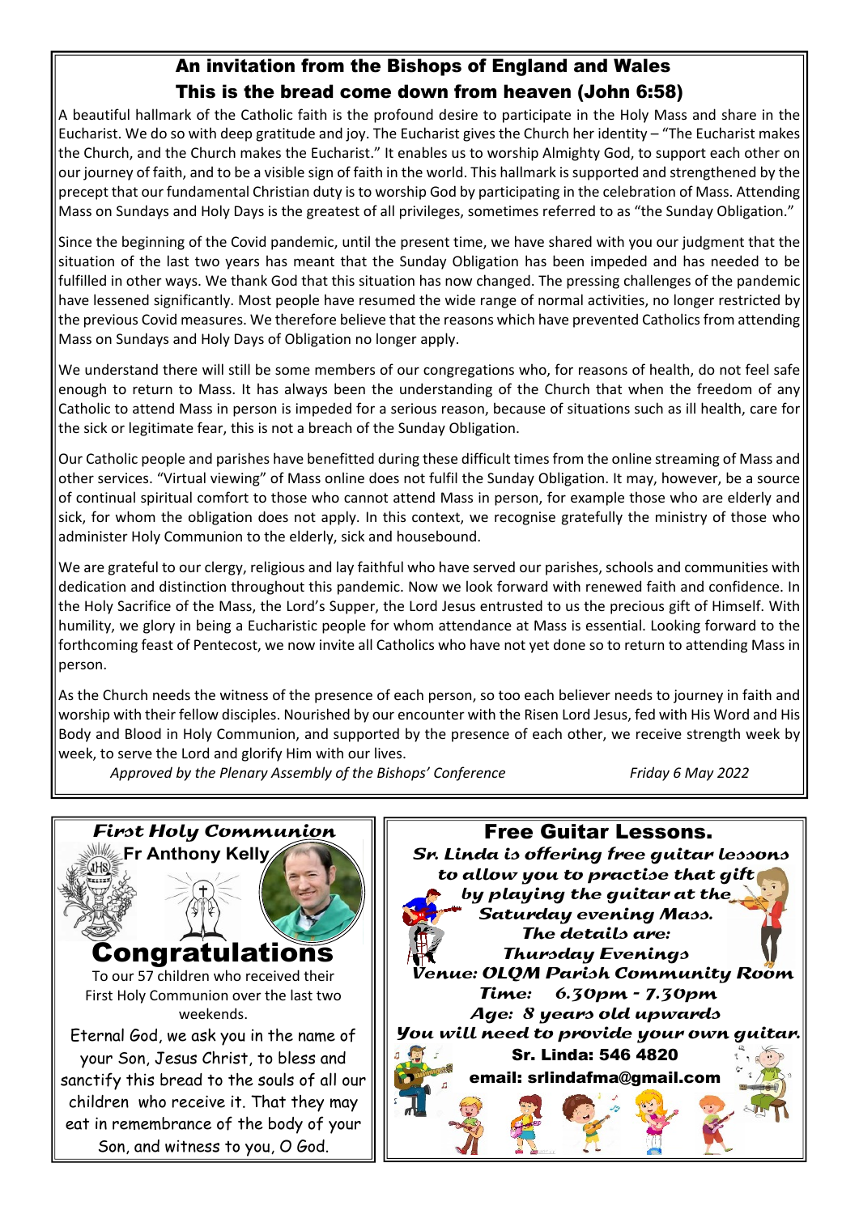## An invitation from the Bishops of England and Wales
## This is the bread come down from heaven (John 6:58)

A beautiful hallmark of the Catholic faith is the profound desire to participate in the Holy Mass and share in the Eucharist. We do so with deep gratitude and joy. The Eucharist gives the Church her identity – "The Eucharist makes the Church, and the Church makes the Eucharist." It enables us to worship Almighty God, to support each other on our journey of faith, and to be a visible sign of faith in the world. This hallmark is supported and strengthened by the precept that our fundamental Christian duty is to worship God by participating in the celebration of Mass. Attending Mass on Sundays and Holy Days is the greatest of all privileges, sometimes referred to as "the Sunday Obligation."

Since the beginning of the Covid pandemic, until the present time, we have shared with you our judgment that the situation of the last two years has meant that the Sunday Obligation has been impeded and has needed to be fulfilled in other ways. We thank God that this situation has now changed. The pressing challenges of the pandemic have lessened significantly. Most people have resumed the wide range of normal activities, no longer restricted by the previous Covid measures. We therefore believe that the reasons which have prevented Catholics from attending Mass on Sundays and Holy Days of Obligation no longer apply.

We understand there will still be some members of our congregations who, for reasons of health, do not feel safe enough to return to Mass. It has always been the understanding of the Church that when the freedom of any Catholic to attend Mass in person is impeded for a serious reason, because of situations such as ill health, care for the sick or legitimate fear, this is not a breach of the Sunday Obligation.

Our Catholic people and parishes have benefitted during these difficult times from the online streaming of Mass and other services. "Virtual viewing" of Mass online does not fulfil the Sunday Obligation. It may, however, be a source of continual spiritual comfort to those who cannot attend Mass in person, for example those who are elderly and sick, for whom the obligation does not apply. In this context, we recognise gratefully the ministry of those who administer Holy Communion to the elderly, sick and housebound.

We are grateful to our clergy, religious and lay faithful who have served our parishes, schools and communities with dedication and distinction throughout this pandemic. Now we look forward with renewed faith and confidence. In the Holy Sacrifice of the Mass, the Lord's Supper, the Lord Jesus entrusted to us the precious gift of Himself. With humility, we glory in being a Eucharistic people for whom attendance at Mass is essential. Looking forward to the forthcoming feast of Pentecost, we now invite all Catholics who have not yet done so to return to attending Mass in person.

As the Church needs the witness of the presence of each person, so too each believer needs to journey in faith and worship with their fellow disciples. Nourished by our encounter with the Risen Lord Jesus, fed with His Word and His Body and Blood in Holy Communion, and supported by the presence of each other, we receive strength week by week, to serve the Lord and glorify Him with our lives.

*Approved by the Plenary Assembly of the Bishops' Conference* *Friday 6 May 2022*

## *First Holy Communion*

**Fr Anthony Kelly**

# Congratulations

To our 57 children who received their First Holy Communion over the last two weekends.

Eternal God, we ask you in the name of your Son, Jesus Christ, to bless and sanctify this bread to the souls of all our children who receive it. That they may eat in remembrance of the body of your Son, and witness to you, O God.

## Free Guitar Lessons.

*Sr. Linda is offering free guitar lessons to allow you to practise that gift by playing the guitar at the Saturday evening Mass.*

*The details are:*

*Thursday Evenings*

*Venue: OLQM Parish Community Room*

*Time: 6.30pm - 7.30pm*

*Age: 8 years old upwards*

*You will need to provide your own guitar.*

**Sr. Linda: 546 4820**

**email: srlindafma@gmail.com**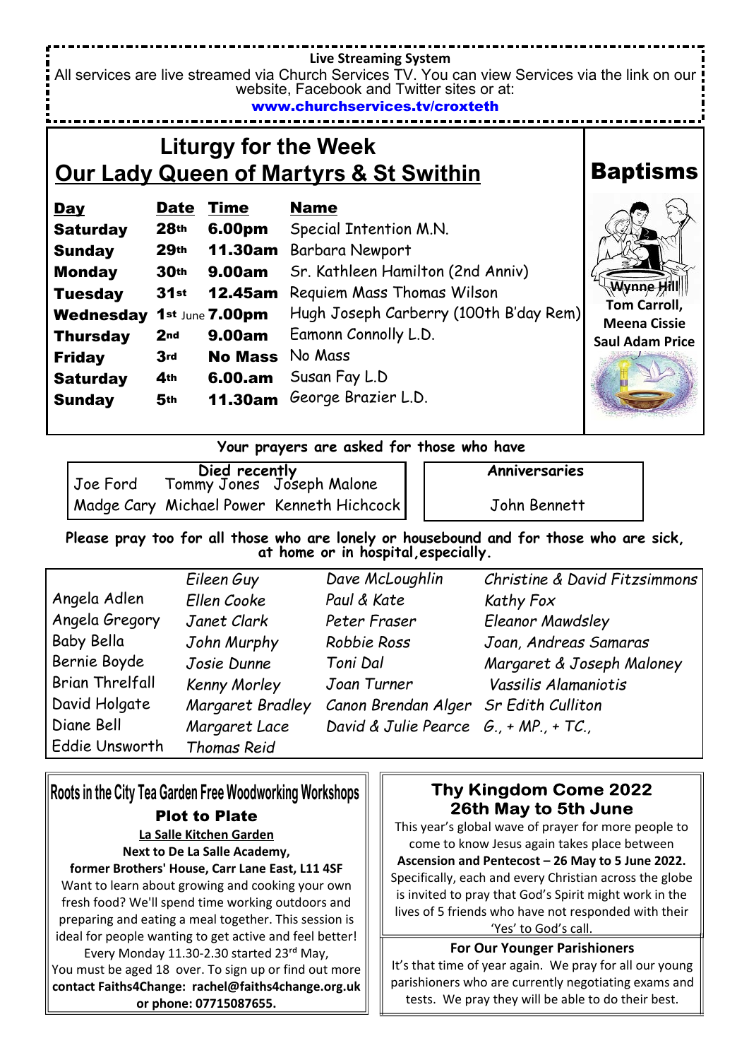**Live Streaming System**

All services are live streamed via Church Services TV. You can view Services via the link on our website, Facebook and Twitter sites or at:

**www.churchservices.tv/croxteth**

# Liturgy for the Week

## Our Lady Queen of Martyrs & St Swithin

| Day | Date | Time | Name |
|---|---|---|---|
| Saturday | 28th | 6.00pm | Special Intention M.N. |
| Sunday | 29th | 11.30am | Barbara Newport |
| Monday | 30th | 9.00am | Sr. Kathleen Hamilton (2nd Anniv) |
| Tuesday | 31st | 12.45am | Requiem Mass Thomas Wilson |
| Wednesday | 1st June | 7.00pm | Hugh Joseph Carberry (100th B'day Rem) |
| Thursday | 2nd | 9.00am | Eamonn Connolly L.D. |
| Friday | 3rd | No Mass | No Mass |
| Saturday | 4th | 6.00.am | Susan Fay L.D |
| Sunday | 5th | 11.30am | George Brazier L.D. |

# Baptisms

Wynne Hill
Tom Carroll,
Meena Cissie
Saul Adam Price

**Your prayers are asked for those who have**

**Died recently**

Joe Ford, Tommy Jones, Joseph Malone, Madge Cary, Michael Power, Kenneth Hichcock

**Anniversaries**

John Bennett

**Please pray too for all those who are lonely or housebound and for those who are sick, at home or in hospital, especially.**

| | | | |
|---|---|---|---|
| | *Eileen Guy* | *Dave McLoughlin* | *Christine & David Fitzsimmons* |
| Angela Adlen | *Ellen Cooke* | *Paul & Kate* | *Kathy Fox* |
| Angela Gregory | *Janet Clark* | *Peter Fraser* | *Eleanor Mawdsley* |
| Baby Bella | *John Murphy* | *Robbie Ross* | *Joan, Andreas Samaras* |
| Bernie Boyde | *Josie Dunne* | *Toni Dal* | *Margaret & Joseph Maloney* |
| Brian Threlfall | *Kenny Morley* | *Joan Turner* | *Vassilis Alamaniotis* |
| David Holgate | *Margaret Bradley* | *Canon Brendan Alger* | *Sr Edith Culliton* |
| Diane Bell | *Margaret Lace* | *David & Julie Pearce* | *G., + MP., + TC.,* |
| Eddie Unsworth | *Thomas Reid* | | |

## Roots in the City Tea Garden Free Woodworking Workshops

### Plot to Plate

**La Salle Kitchen Garden**

**Next to De La Salle Academy,**
**former Brothers' House, Carr Lane East, L11 4SF**

Want to learn about growing and cooking your own fresh food? We'll spend time working outdoors and preparing and eating a meal together. This session is ideal for people wanting to get active and feel better!

Every Monday 11.30-2.30 started 23rd May,

You must be aged 18 over. To sign up or find out more **contact Faiths4Change: rachel@faiths4change.org.uk or phone: 07715087655.**

## Thy Kingdom Come 2022
## 26th May to 5th June

This year's global wave of prayer for more people to come to know Jesus again takes place between **Ascension and Pentecost – 26 May to 5 June 2022.** Specifically, each and every Christian across the globe is invited to pray that God's Spirit might work in the lives of 5 friends who have not responded with their 'Yes' to God's call.

**For Our Younger Parishioners**

It's that time of year again. We pray for all our young parishioners who are currently negotiating exams and tests. We pray they will be able to do their best.